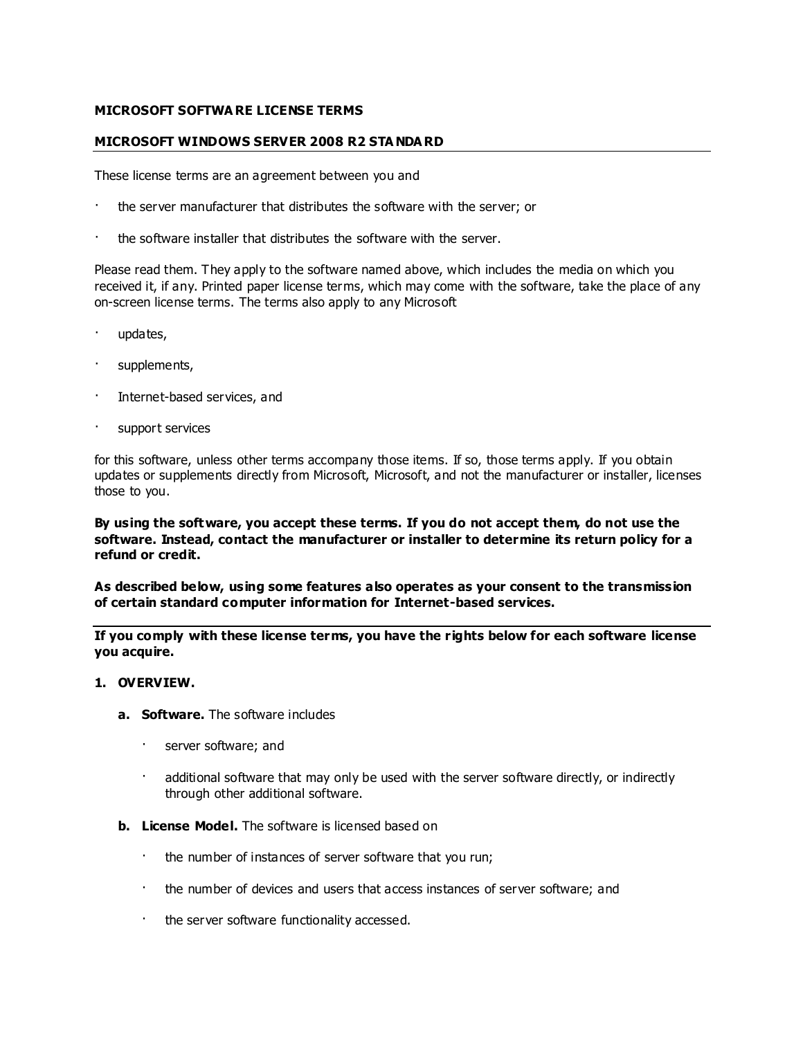**MICROSOFT SOFTWARE LICENSE TERMS**

**MICROSOFT WINDOWS SERVER 2008 R2 STANDARD**

These license terms are an agreement between you and

- the server manufacturer that distributes the software with the server; or
- the software installer that distributes the software with the server.

Please read them. They apply to the software named above, which includes the media on which you received it, if any. Printed paper license terms, which may come with the software, take the place of any on-screen license terms. The terms also apply to any Microsoft

- updates,
- supplements,
- Internet-based services, and
- support services

for this software, unless other terms accompany those items. If so, those terms apply. If you obtain updates or supplements directly from Microsoft, Microsoft, and not the manufacturer or installer, licenses those to you.

**By using the software, you accept these terms. If you do not accept them, do not use the software. Instead, contact the manufacturer or installer to determine its return policy for a refund or credit.**

**As described below, using some features also operates as your consent to the transmission of certain standard computer information for Internet-based services.**

**If you comply with these license terms, you have the rights below for each software license you acquire.**

1. **OVERVIEW.**
   a. **Software.** The software includes
      - server software; and
      - additional software that may only be used with the server software directly, or indirectly through other additional software.

   b. **License Model.** The software is licensed based on
      - the number of instances of server software that you run;
      - the number of devices and users that access instances of server software; and
      - the server software functionality accessed.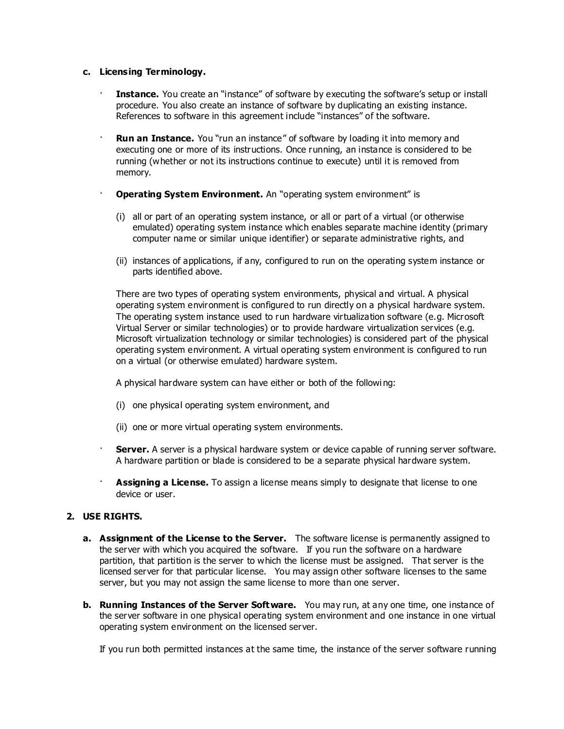**c. Licensing Terminology.**

- **Instance.** You create an "instance" of software by executing the software's setup or install procedure. You also create an instance of software by duplicating an existing instance. References to software in this agreement include "instances" of the software.

- **Run an Instance.** You "run an instance" of software by loading it into memory and executing one or more of its instructions. Once running, an instance is considered to be running (whether or not its instructions continue to execute) until it is removed from memory.

- **Operating System Environment.** An "operating system environment" is

  (i) all or part of an operating system instance, or all or part of a virtual (or otherwise emulated) operating system instance which enables separate machine identity (primary computer name or similar unique identifier) or separate administrative rights, and

  (ii) instances of applications, if any, configured to run on the operating system instance or parts identified above.

  There are two types of operating system environments, physical and virtual. A physical operating system environment is configured to run directly on a physical hardware system. The operating system instance used to run hardware virtualization software (e.g. Microsoft Virtual Server or similar technologies) or to provide hardware virtualization services (e.g. Microsoft virtualization technology or similar technologies) is considered part of the physical operating system environment. A virtual operating system environment is configured to run on a virtual (or otherwise emulated) hardware system.

  A physical hardware system can have either or both of the following:

  (i) one physical operating system environment, and

  (ii) one or more virtual operating system environments.

- **Server.** A server is a physical hardware system or device capable of running server software. A hardware partition or blade is considered to be a separate physical hardware system.

- **Assigning a License.** To assign a license means simply to designate that license to one device or user.

**2. USE RIGHTS.**

**a. Assignment of the License to the Server.** The software license is permanently assigned to the server with which you acquired the software. If you run the software on a hardware partition, that partition is the server to which the license must be assigned. That server is the licensed server for that particular license. You may assign other software licenses to the same server, but you may not assign the same license to more than one server.

**b. Running Instances of the Server Software.** You may run, at any one time, one instance of the server software in one physical operating system environment and one instance in one virtual operating system environment on the licensed server.

If you run both permitted instances at the same time, the instance of the server software running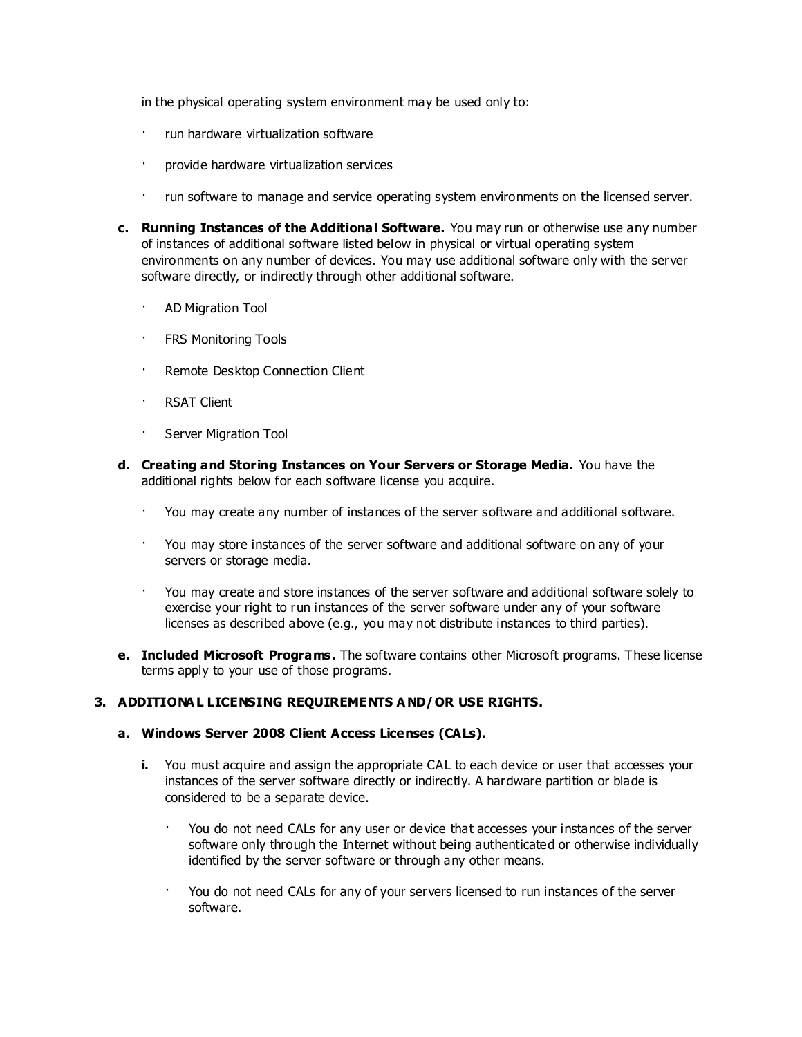in the physical operating system environment may be used only to:

- run hardware virtualization software
- provide hardware virtualization services
- run software to manage and service operating system environments on the licensed server.

**c. Running Instances of the Additional Software.** You may run or otherwise use any number of instances of additional software listed below in physical or virtual operating system environments on any number of devices. You may use additional software only with the server software directly, or indirectly through other additional software.

- AD Migration Tool
- FRS Monitoring Tools
- Remote Desktop Connection Client
- RSAT Client
- Server Migration Tool

**d. Creating and Storing Instances on Your Servers or Storage Media.** You have the additional rights below for each software license you acquire.

- You may create any number of instances of the server software and additional software.
- You may store instances of the server software and additional software on any of your servers or storage media.
- You may create and store instances of the server software and additional software solely to exercise your right to run instances of the server software under any of your software licenses as described above (e.g., you may not distribute instances to third parties).

**e. Included Microsoft Programs.** The software contains other Microsoft programs. These license terms apply to your use of those programs.

**3. ADDITIONAL LICENSING REQUIREMENTS AND/OR USE RIGHTS.**

**a. Windows Server 2008 Client Access Licenses (CALs).**

**i.** You must acquire and assign the appropriate CAL to each device or user that accesses your instances of the server software directly or indirectly. A hardware partition or blade is considered to be a separate device.

- You do not need CALs for any user or device that accesses your instances of the server software only through the Internet without being authenticated or otherwise individually identified by the server software or through any other means.
- You do not need CALs for any of your servers licensed to run instances of the server software.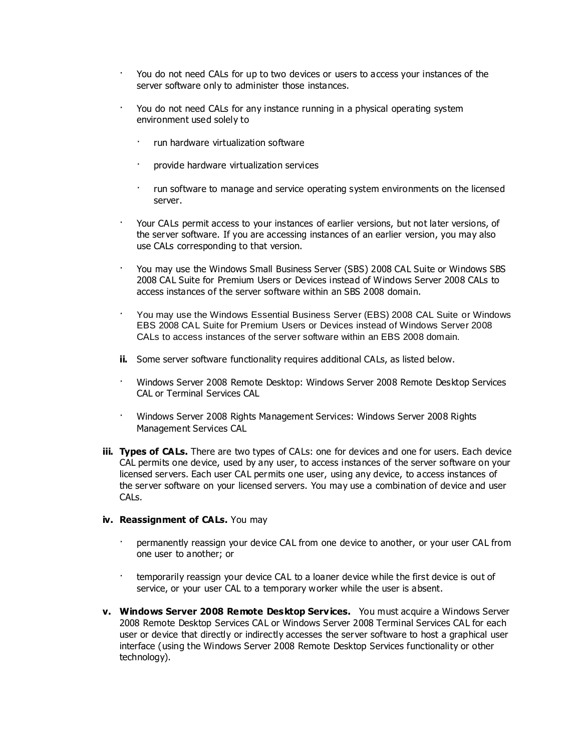- You do not need CALs for up to two devices or users to access your instances of the server software only to administer those instances.

- You do not need CALs for any instance running in a physical operating system environment used solely to

  - run hardware virtualization software

  - provide hardware virtualization services

  - run software to manage and service operating system environments on the licensed server.

- Your CALs permit access to your instances of earlier versions, but not later versions, of the server software. If you are accessing instances of an earlier version, you may also use CALs corresponding to that version.

- You may use the Windows Small Business Server (SBS) 2008 CAL Suite or Windows SBS 2008 CAL Suite for Premium Users or Devices instead of Windows Server 2008 CALs to access instances of the server software within an SBS 2008 domain.

- You may use the Windows Essential Business Server (EBS) 2008 CAL Suite or Windows EBS 2008 CAL Suite for Premium Users or Devices instead of Windows Server 2008 CALs to access instances of the server software within an EBS 2008 domain.

**ii.** Some server software functionality requires additional CALs, as listed below.

- Windows Server 2008 Remote Desktop: Windows Server 2008 Remote Desktop Services CAL or Terminal Services CAL

- Windows Server 2008 Rights Management Services: Windows Server 2008 Rights Management Services CAL

**iii. Types of CALs.** There are two types of CALs: one for devices and one for users. Each device CAL permits one device, used by any user, to access instances of the server software on your licensed servers. Each user CAL permits one user, using any device, to access instances of the server software on your licensed servers. You may use a combination of device and user CALs.

**iv. Reassignment of CALs.** You may

- permanently reassign your device CAL from one device to another, or your user CAL from one user to another; or

- temporarily reassign your device CAL to a loaner device while the first device is out of service, or your user CAL to a temporary worker while the user is absent.

**v. Windows Server 2008 Remote Desktop Services.** You must acquire a Windows Server 2008 Remote Desktop Services CAL or Windows Server 2008 Terminal Services CAL for each user or device that directly or indirectly accesses the server software to host a graphical user interface (using the Windows Server 2008 Remote Desktop Services functionality or other technology).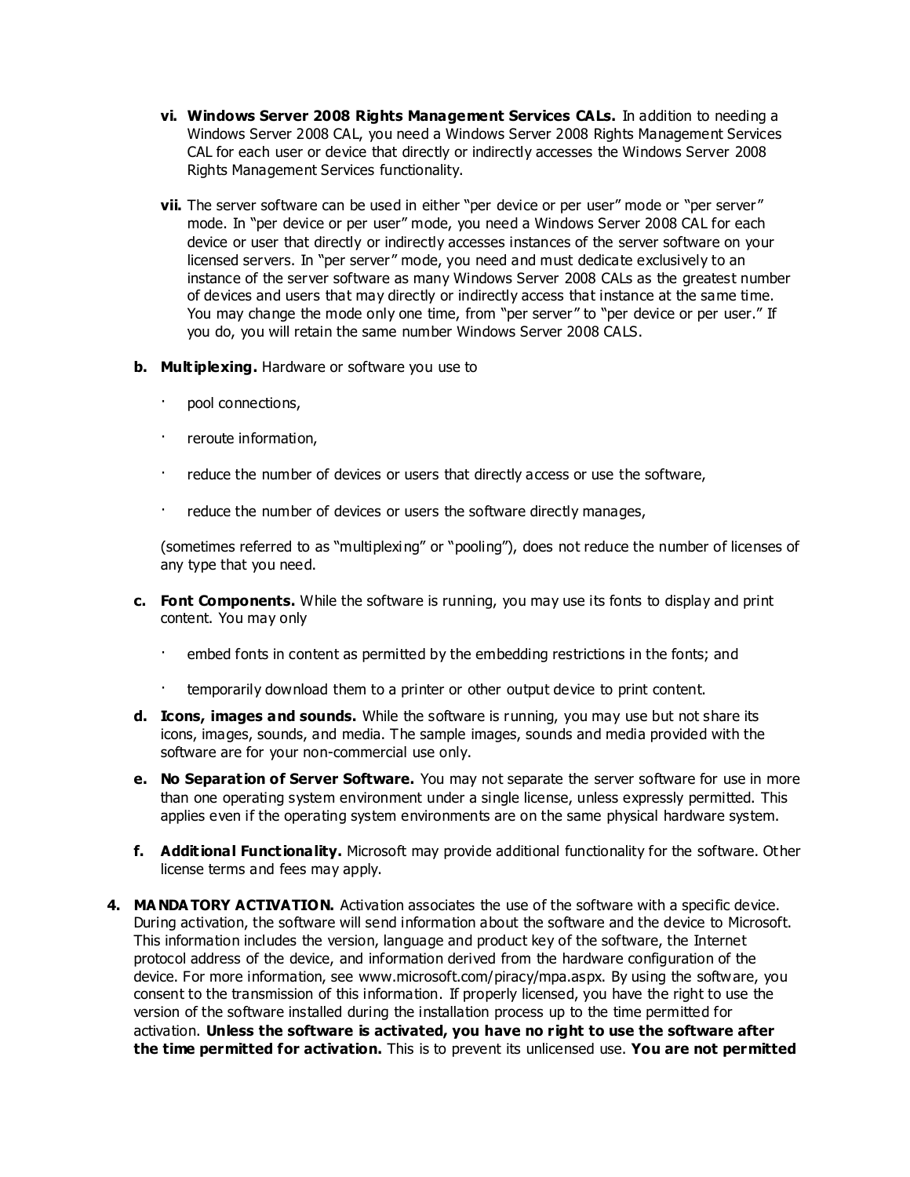vi. **Windows Server 2008 Rights Management Services CALs.** In addition to needing a Windows Server 2008 CAL, you need a Windows Server 2008 Rights Management Services CAL for each user or device that directly or indirectly accesses the Windows Server 2008 Rights Management Services functionality.

vii. The server software can be used in either "per device or per user" mode or "per server" mode. In "per device or per user" mode, you need a Windows Server 2008 CAL for each device or user that directly or indirectly accesses instances of the server software on your licensed servers. In "per server" mode, you need and must dedicate exclusively to an instance of the server software as many Windows Server 2008 CALs as the greatest number of devices and users that may directly or indirectly access that instance at the same time. You may change the mode only one time, from "per server" to "per device or per user." If you do, you will retain the same number Windows Server 2008 CALS.

b. **Multiplexing.** Hardware or software you use to

- pool connections,
- reroute information,
- reduce the number of devices or users that directly access or use the software,
- reduce the number of devices or users the software directly manages,

(sometimes referred to as "multiplexing" or "pooling"), does not reduce the number of licenses of any type that you need.

c. **Font Components.** While the software is running, you may use its fonts to display and print content. You may only

- embed fonts in content as permitted by the embedding restrictions in the fonts; and
- temporarily download them to a printer or other output device to print content.

d. **Icons, images and sounds.** While the software is running, you may use but not share its icons, images, sounds, and media. The sample images, sounds and media provided with the software are for your non-commercial use only.

e. **No Separation of Server Software.** You may not separate the server software for use in more than one operating system environment under a single license, unless expressly permitted. This applies even if the operating system environments are on the same physical hardware system.

f. **Additional Functionality.** Microsoft may provide additional functionality for the software. Other license terms and fees may apply.

4. **MANDATORY ACTIVATION.** Activation associates the use of the software with a specific device. During activation, the software will send information about the software and the device to Microsoft. This information includes the version, language and product key of the software, the Internet protocol address of the device, and information derived from the hardware configuration of the device. For more information, see www.microsoft.com/piracy/mpa.aspx. By using the software, you consent to the transmission of this information. If properly licensed, you have the right to use the version of the software installed during the installation process up to the time permitted for activation. **Unless the software is activated, you have no right to use the software after the time permitted for activation.** This is to prevent its unlicensed use. **You are not permitted**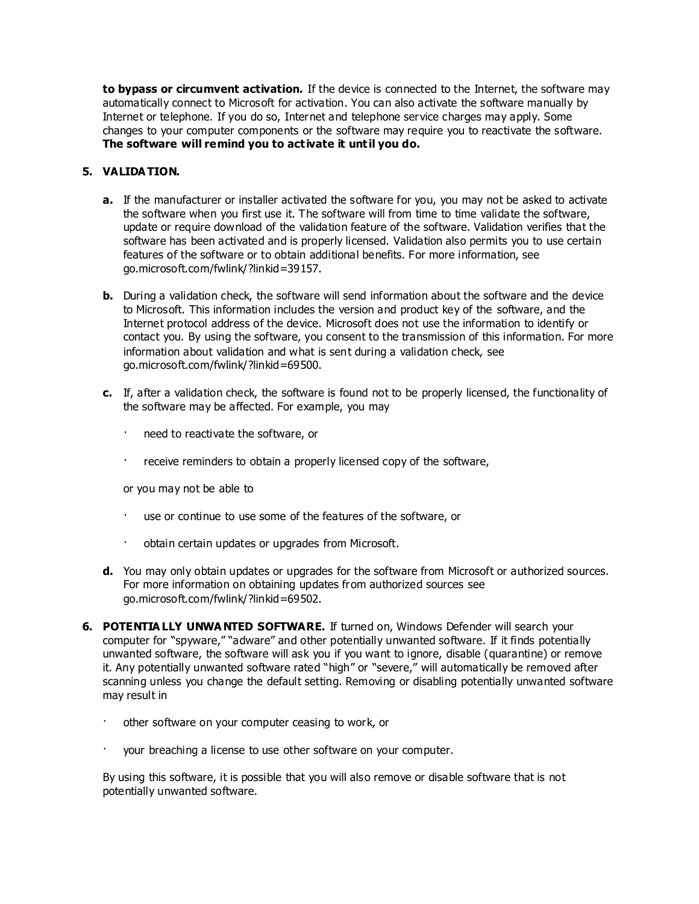**to bypass or circumvent activation.** If the device is connected to the Internet, the software may automatically connect to Microsoft for activation. You can also activate the software manually by Internet or telephone. If you do so, Internet and telephone service charges may apply. Some changes to your computer components or the software may require you to reactivate the software. **The software will remind you to activate it until you do.**

**5. VALIDATION.**

**a.** If the manufacturer or installer activated the software for you, you may not be asked to activate the software when you first use it. The software will from time to time validate the software, update or require download of the validation feature of the software. Validation verifies that the software has been activated and is properly licensed. Validation also permits you to use certain features of the software or to obtain additional benefits. For more information, see go.microsoft.com/fwlink/?linkid=39157.

**b.** During a validation check, the software will send information about the software and the device to Microsoft. This information includes the version and product key of the software, and the Internet protocol address of the device. Microsoft does not use the information to identify or contact you. By using the software, you consent to the transmission of this information. For more information about validation and what is sent during a validation check, see go.microsoft.com/fwlink/?linkid=69500.

**c.** If, after a validation check, the software is found not to be properly licensed, the functionality of the software may be affected. For example, you may

- need to reactivate the software, or
- receive reminders to obtain a properly licensed copy of the software,

or you may not be able to

- use or continue to use some of the features of the software, or
- obtain certain updates or upgrades from Microsoft.

**d.** You may only obtain updates or upgrades for the software from Microsoft or authorized sources. For more information on obtaining updates from authorized sources see go.microsoft.com/fwlink/?linkid=69502.

**6. POTENTIALLY UNWANTED SOFTWARE.** If turned on, Windows Defender will search your computer for "spyware," "adware" and other potentially unwanted software. If it finds potentially unwanted software, the software will ask you if you want to ignore, disable (quarantine) or remove it. Any potentially unwanted software rated "high" or "severe," will automatically be removed after scanning unless you change the default setting. Removing or disabling potentially unwanted software may result in

- other software on your computer ceasing to work, or
- your breaching a license to use other software on your computer.

By using this software, it is possible that you will also remove or disable software that is not potentially unwanted software.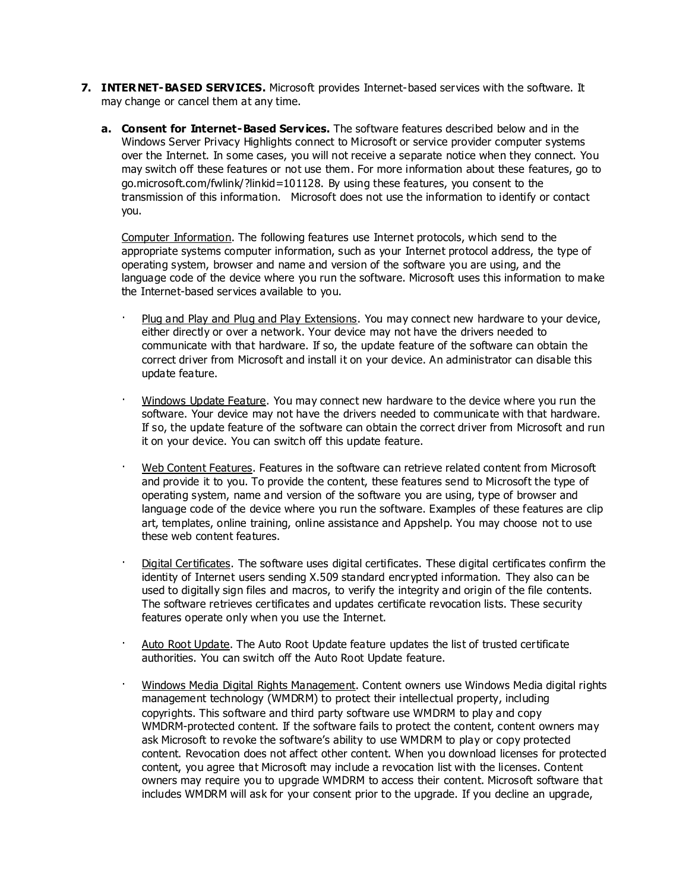7. **INTERNET-BASED SERVICES.** Microsoft provides Internet-based services with the software. It may change or cancel them at any time.

   a. **Consent for Internet-Based Services.** The software features described below and in the Windows Server Privacy Highlights connect to Microsoft or service provider computer systems over the Internet. In some cases, you will not receive a separate notice when they connect. You may switch off these features or not use them. For more information about these features, go to go.microsoft.com/fwlink/?linkid=101128. By using these features, you consent to the transmission of this information. Microsoft does not use the information to identify or contact you.

      Computer Information. The following features use Internet protocols, which send to the appropriate systems computer information, such as your Internet protocol address, the type of operating system, browser and name and version of the software you are using, and the language code of the device where you run the software. Microsoft uses this information to make the Internet-based services available to you.

      - Plug and Play and Plug and Play Extensions. You may connect new hardware to your device, either directly or over a network. Your device may not have the drivers needed to communicate with that hardware. If so, the update feature of the software can obtain the correct driver from Microsoft and install it on your device. An administrator can disable this update feature.

      - Windows Update Feature. You may connect new hardware to the device where you run the software. Your device may not have the drivers needed to communicate with that hardware. If so, the update feature of the software can obtain the correct driver from Microsoft and run it on your device. You can switch off this update feature.

      - Web Content Features. Features in the software can retrieve related content from Microsoft and provide it to you. To provide the content, these features send to Microsoft the type of operating system, name and version of the software you are using, type of browser and language code of the device where you run the software. Examples of these features are clip art, templates, online training, online assistance and Appshelp. You may choose not to use these web content features.

      - Digital Certificates. The software uses digital certificates. These digital certificates confirm the identity of Internet users sending X.509 standard encrypted information. They also can be used to digitally sign files and macros, to verify the integrity and origin of the file contents. The software retrieves certificates and updates certificate revocation lists. These security features operate only when you use the Internet.

      - Auto Root Update. The Auto Root Update feature updates the list of trusted certificate authorities. You can switch off the Auto Root Update feature.

      - Windows Media Digital Rights Management. Content owners use Windows Media digital rights management technology (WMDRM) to protect their intellectual property, including copyrights. This software and third party software use WMDRM to play and copy WMDRM-protected content. If the software fails to protect the content, content owners may ask Microsoft to revoke the software's ability to use WMDRM to play or copy protected content. Revocation does not affect other content. When you download licenses for protected content, you agree that Microsoft may include a revocation list with the licenses. Content owners may require you to upgrade WMDRM to access their content. Microsoft software that includes WMDRM will ask for your consent prior to the upgrade. If you decline an upgrade,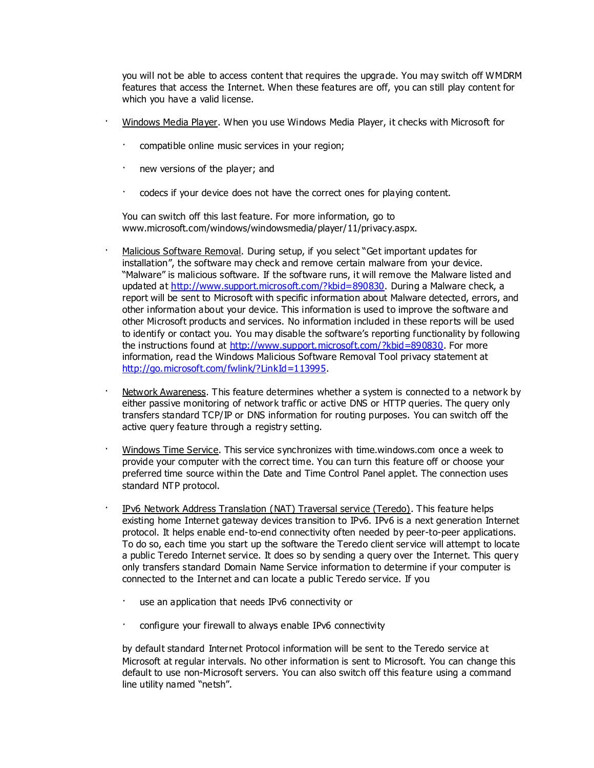you will not be able to access content that requires the upgrade. You may switch off WMDRM features that access the Internet. When these features are off, you can still play content for which you have a valid license.

- Windows Media Player. When you use Windows Media Player, it checks with Microsoft for

  - compatible online music services in your region;
  - new versions of the player; and
  - codecs if your device does not have the correct ones for playing content.

  You can switch off this last feature. For more information, go to www.microsoft.com/windows/windowsmedia/player/11/privacy.aspx.

- Malicious Software Removal. During setup, if you select "Get important updates for installation", the software may check and remove certain malware from your device. "Malware" is malicious software. If the software runs, it will remove the Malware listed and updated at [http://www.support.microsoft.com/?kbid=890830](http://www.support.microsoft.com/?kbid=890830). During a Malware check, a report will be sent to Microsoft with specific information about Malware detected, errors, and other information about your device. This information is used to improve the software and other Microsoft products and services. No information included in these reports will be used to identify or contact you. You may disable the software's reporting functionality by following the instructions found at [http://www.support.microsoft.com/?kbid=890830](http://www.support.microsoft.com/?kbid=890830). For more information, read the Windows Malicious Software Removal Tool privacy statement at [http://go.microsoft.com/fwlink/?LinkId=113995](http://go.microsoft.com/fwlink/?LinkId=113995).

- Network Awareness. This feature determines whether a system is connected to a network by either passive monitoring of network traffic or active DNS or HTTP queries. The query only transfers standard TCP/IP or DNS information for routing purposes. You can switch off the active query feature through a registry setting.

- Windows Time Service. This service synchronizes with time.windows.com once a week to provide your computer with the correct time. You can turn this feature off or choose your preferred time source within the Date and Time Control Panel applet. The connection uses standard NTP protocol.

- IPv6 Network Address Translation (NAT) Traversal service (Teredo). This feature helps existing home Internet gateway devices transition to IPv6. IPv6 is a next generation Internet protocol. It helps enable end-to-end connectivity often needed by peer-to-peer applications. To do so, each time you start up the software the Teredo client service will attempt to locate a public Teredo Internet service. It does so by sending a query over the Internet. This query only transfers standard Domain Name Service information to determine if your computer is connected to the Internet and can locate a public Teredo service. If you

  - use an application that needs IPv6 connectivity or
  - configure your firewall to always enable IPv6 connectivity

  by default standard Internet Protocol information will be sent to the Teredo service at Microsoft at regular intervals. No other information is sent to Microsoft. You can change this default to use non-Microsoft servers. You can also switch off this feature using a command line utility named "netsh".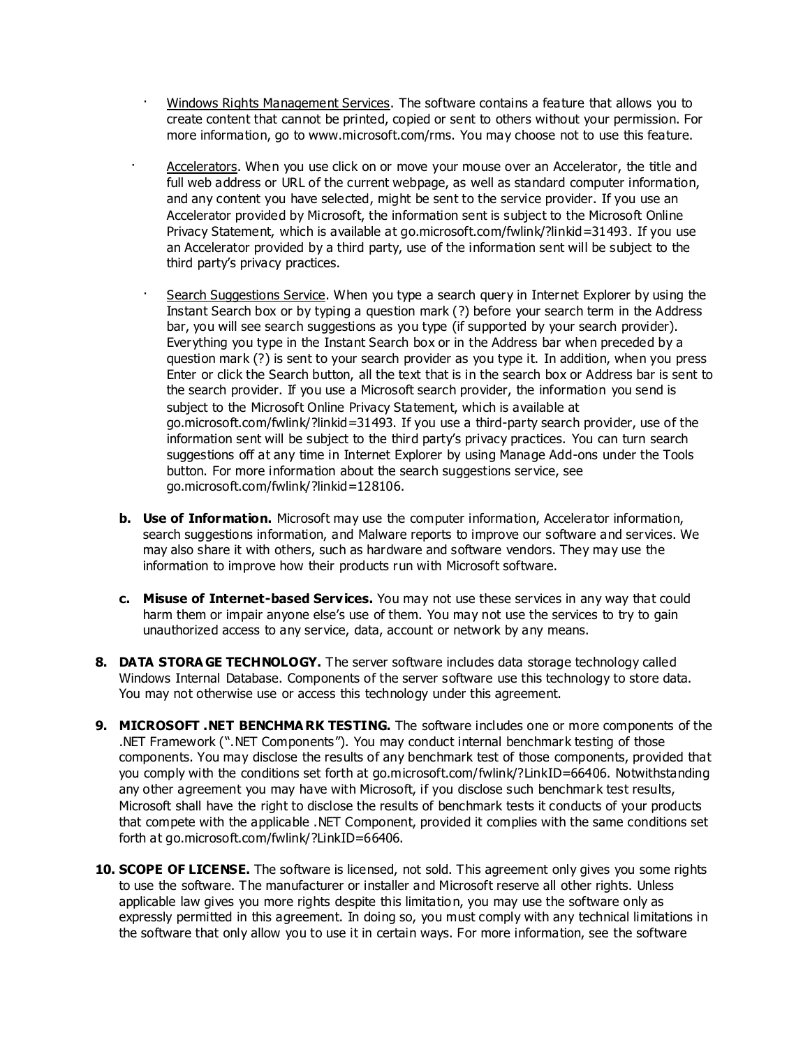- Windows Rights Management Services. The software contains a feature that allows you to create content that cannot be printed, copied or sent to others without your permission. For more information, go to www.microsoft.com/rms. You may choose not to use this feature.

- Accelerators. When you use click on or move your mouse over an Accelerator, the title and full web address or URL of the current webpage, as well as standard computer information, and any content you have selected, might be sent to the service provider. If you use an Accelerator provided by Microsoft, the information sent is subject to the Microsoft Online Privacy Statement, which is available at go.microsoft.com/fwlink/?linkid=31493. If you use an Accelerator provided by a third party, use of the information sent will be subject to the third party's privacy practices.

- Search Suggestions Service. When you type a search query in Internet Explorer by using the Instant Search box or by typing a question mark (?) before your search term in the Address bar, you will see search suggestions as you type (if supported by your search provider). Everything you type in the Instant Search box or in the Address bar when preceded by a question mark (?) is sent to your search provider as you type it. In addition, when you press Enter or click the Search button, all the text that is in the search box or Address bar is sent to the search provider. If you use a Microsoft search provider, the information you send is subject to the Microsoft Online Privacy Statement, which is available at go.microsoft.com/fwlink/?linkid=31493. If you use a third-party search provider, use of the information sent will be subject to the third party's privacy practices. You can turn search suggestions off at any time in Internet Explorer by using Manage Add-ons under the Tools button. For more information about the search suggestions service, see go.microsoft.com/fwlink/?linkid=128106.

**b. Use of Information.** Microsoft may use the computer information, Accelerator information, search suggestions information, and Malware reports to improve our software and services. We may also share it with others, such as hardware and software vendors. They may use the information to improve how their products run with Microsoft software.

**c. Misuse of Internet-based Services.** You may not use these services in any way that could harm them or impair anyone else's use of them. You may not use the services to try to gain unauthorized access to any service, data, account or network by any means.

**8. DATA STORAGE TECHNOLOGY.** The server software includes data storage technology called Windows Internal Database. Components of the server software use this technology to store data. You may not otherwise use or access this technology under this agreement.

**9. MICROSOFT .NET BENCHMARK TESTING.** The software includes one or more components of the .NET Framework (".NET Components"). You may conduct internal benchmark testing of those components. You may disclose the results of any benchmark test of those components, provided that you comply with the conditions set forth at go.microsoft.com/fwlink/?LinkID=66406. Notwithstanding any other agreement you may have with Microsoft, if you disclose such benchmark test results, Microsoft shall have the right to disclose the results of benchmark tests it conducts of your products that compete with the applicable .NET Component, provided it complies with the same conditions set forth at go.microsoft.com/fwlink/?LinkID=66406.

**10. SCOPE OF LICENSE.** The software is licensed, not sold. This agreement only gives you some rights to use the software. The manufacturer or installer and Microsoft reserve all other rights. Unless applicable law gives you more rights despite this limitation, you may use the software only as expressly permitted in this agreement. In doing so, you must comply with any technical limitations in the software that only allow you to use it in certain ways. For more information, see the software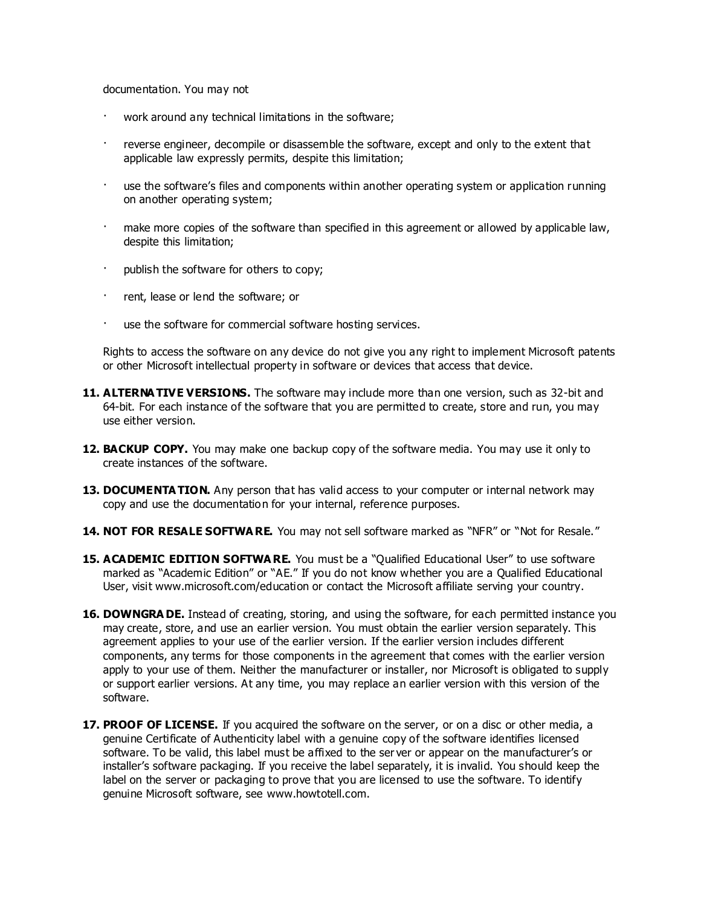documentation. You may not

- work around any technical limitations in the software;
- reverse engineer, decompile or disassemble the software, except and only to the extent that applicable law expressly permits, despite this limitation;
- use the software's files and components within another operating system or application running on another operating system;
- make more copies of the software than specified in this agreement or allowed by applicable law, despite this limitation;
- publish the software for others to copy;
- rent, lease or lend the software; or
- use the software for commercial software hosting services.

Rights to access the software on any device do not give you any right to implement Microsoft patents or other Microsoft intellectual property in software or devices that access that device.

11. **ALTERNATIVE VERSIONS.** The software may include more than one version, such as 32-bit and 64-bit. For each instance of the software that you are permitted to create, store and run, you may use either version.

12. **BACKUP COPY.** You may make one backup copy of the software media. You may use it only to create instances of the software.

13. **DOCUMENTATION.** Any person that has valid access to your computer or internal network may copy and use the documentation for your internal, reference purposes.

14. **NOT FOR RESALE SOFTWARE.** You may not sell software marked as "NFR" or "Not for Resale."

15. **ACADEMIC EDITION SOFTWARE.** You must be a "Qualified Educational User" to use software marked as "Academic Edition" or "AE." If you do not know whether you are a Qualified Educational User, visit www.microsoft.com/education or contact the Microsoft affiliate serving your country.

16. **DOWNGRADE.** Instead of creating, storing, and using the software, for each permitted instance you may create, store, and use an earlier version. You must obtain the earlier version separately. This agreement applies to your use of the earlier version. If the earlier version includes different components, any terms for those components in the agreement that comes with the earlier version apply to your use of them. Neither the manufacturer or installer, nor Microsoft is obligated to supply or support earlier versions. At any time, you may replace an earlier version with this version of the software.

17. **PROOF OF LICENSE.** If you acquired the software on the server, or on a disc or other media, a genuine Certificate of Authenticity label with a genuine copy of the software identifies licensed software. To be valid, this label must be affixed to the server or appear on the manufacturer's or installer's software packaging. If you receive the label separately, it is invalid. You should keep the label on the server or packaging to prove that you are licensed to use the software. To identify genuine Microsoft software, see www.howtotell.com.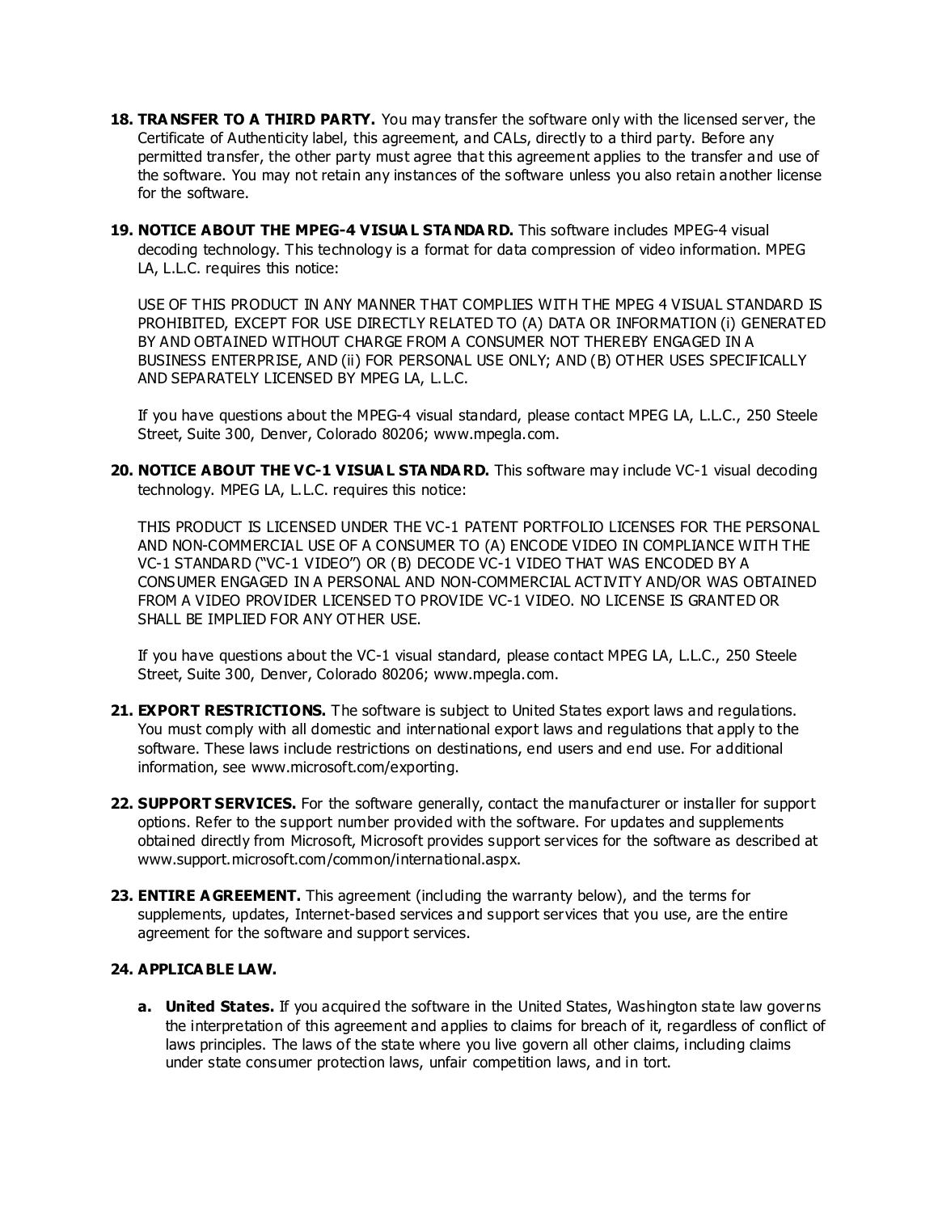18. **TRANSFER TO A THIRD PARTY.** You may transfer the software only with the licensed server, the Certificate of Authenticity label, this agreement, and CALs, directly to a third party. Before any permitted transfer, the other party must agree that this agreement applies to the transfer and use of the software. You may not retain any instances of the software unless you also retain another license for the software.

19. **NOTICE ABOUT THE MPEG-4 VISUAL STANDARD.** This software includes MPEG-4 visual decoding technology. This technology is a format for data compression of video information. MPEG LA, L.L.C. requires this notice:

    USE OF THIS PRODUCT IN ANY MANNER THAT COMPLIES WITH THE MPEG 4 VISUAL STANDARD IS PROHIBITED, EXCEPT FOR USE DIRECTLY RELATED TO (A) DATA OR INFORMATION (i) GENERATED BY AND OBTAINED WITHOUT CHARGE FROM A CONSUMER NOT THEREBY ENGAGED IN A BUSINESS ENTERPRISE, AND (ii) FOR PERSONAL USE ONLY; AND (B) OTHER USES SPECIFICALLY AND SEPARATELY LICENSED BY MPEG LA, L.L.C.

    If you have questions about the MPEG-4 visual standard, please contact MPEG LA, L.L.C., 250 Steele Street, Suite 300, Denver, Colorado 80206; www.mpegla.com.

20. **NOTICE ABOUT THE VC-1 VISUAL STANDARD.** This software may include VC-1 visual decoding technology. MPEG LA, L.L.C. requires this notice:

    THIS PRODUCT IS LICENSED UNDER THE VC-1 PATENT PORTFOLIO LICENSES FOR THE PERSONAL AND NON-COMMERCIAL USE OF A CONSUMER TO (A) ENCODE VIDEO IN COMPLIANCE WITH THE VC-1 STANDARD ("VC-1 VIDEO") OR (B) DECODE VC-1 VIDEO THAT WAS ENCODED BY A CONSUMER ENGAGED IN A PERSONAL AND NON-COMMERCIAL ACTIVITY AND/OR WAS OBTAINED FROM A VIDEO PROVIDER LICENSED TO PROVIDE VC-1 VIDEO. NO LICENSE IS GRANTED OR SHALL BE IMPLIED FOR ANY OTHER USE.

    If you have questions about the VC-1 visual standard, please contact MPEG LA, L.L.C., 250 Steele Street, Suite 300, Denver, Colorado 80206; www.mpegla.com.

21. **EXPORT RESTRICTIONS.** The software is subject to United States export laws and regulations. You must comply with all domestic and international export laws and regulations that apply to the software. These laws include restrictions on destinations, end users and end use. For additional information, see www.microsoft.com/exporting.

22. **SUPPORT SERVICES.** For the software generally, contact the manufacturer or installer for support options. Refer to the support number provided with the software. For updates and supplements obtained directly from Microsoft, Microsoft provides support services for the software as described at www.support.microsoft.com/common/international.aspx.

23. **ENTIRE AGREEMENT.** This agreement (including the warranty below), and the terms for supplements, updates, Internet-based services and support services that you use, are the entire agreement for the software and support services.

24. **APPLICABLE LAW.**

    a. **United States.** If you acquired the software in the United States, Washington state law governs the interpretation of this agreement and applies to claims for breach of it, regardless of conflict of laws principles. The laws of the state where you live govern all other claims, including claims under state consumer protection laws, unfair competition laws, and in tort.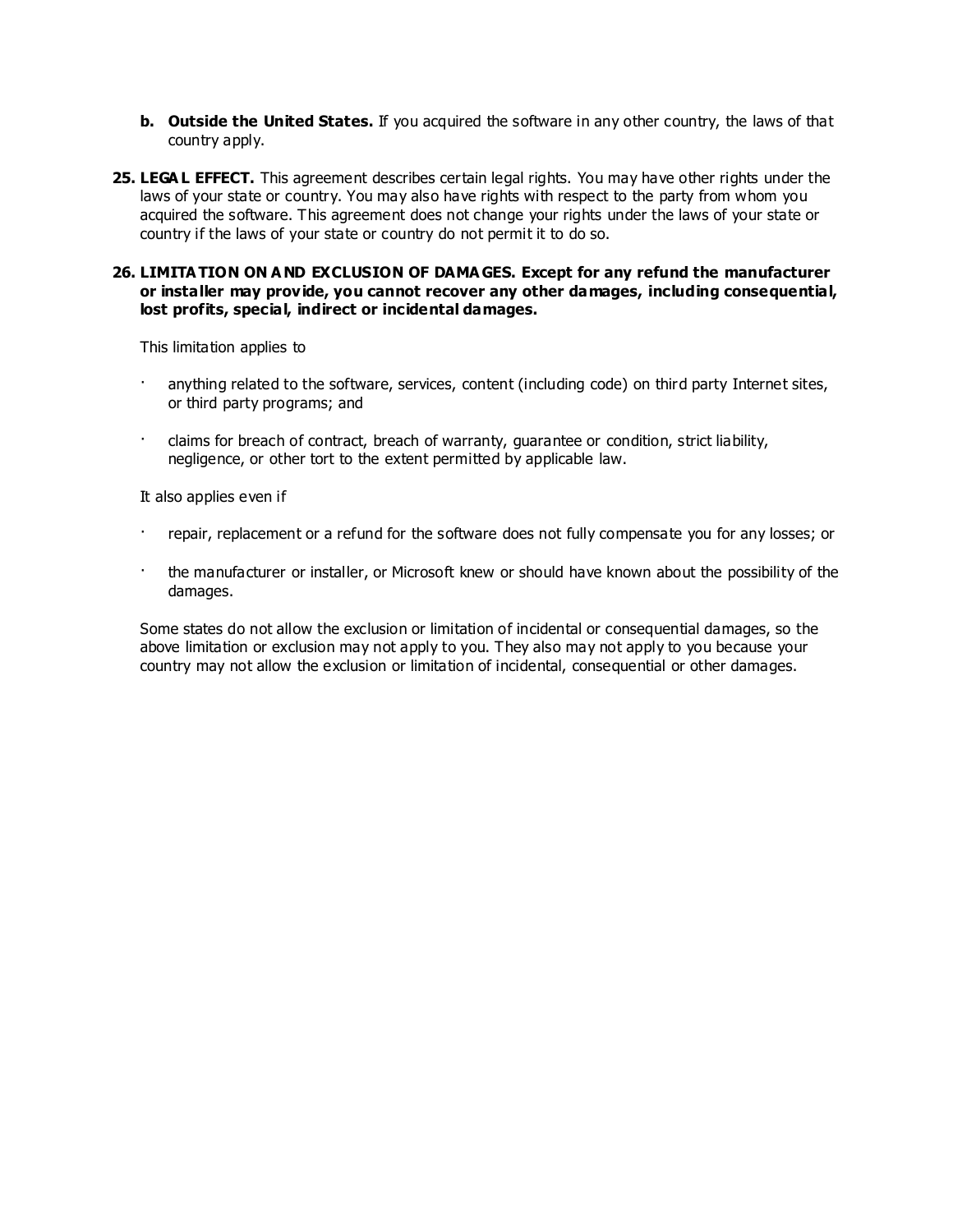b. **Outside the United States.** If you acquired the software in any other country, the laws of that country apply.

**25. LEGAL EFFECT.** This agreement describes certain legal rights. You may have other rights under the laws of your state or country. You may also have rights with respect to the party from whom you acquired the software. This agreement does not change your rights under the laws of your state or country if the laws of your state or country do not permit it to do so.

**26. LIMITATION ON AND EXCLUSION OF DAMAGES. Except for any refund the manufacturer or installer may provide, you cannot recover any other damages, including consequential, lost profits, special, indirect or incidental damages.**

This limitation applies to

- anything related to the software, services, content (including code) on third party Internet sites, or third party programs; and
- claims for breach of contract, breach of warranty, guarantee or condition, strict liability, negligence, or other tort to the extent permitted by applicable law.

It also applies even if

- repair, replacement or a refund for the software does not fully compensate you for any losses; or
- the manufacturer or installer, or Microsoft knew or should have known about the possibility of the damages.

Some states do not allow the exclusion or limitation of incidental or consequential damages, so the above limitation or exclusion may not apply to you. They also may not apply to you because your country may not allow the exclusion or limitation of incidental, consequential or other damages.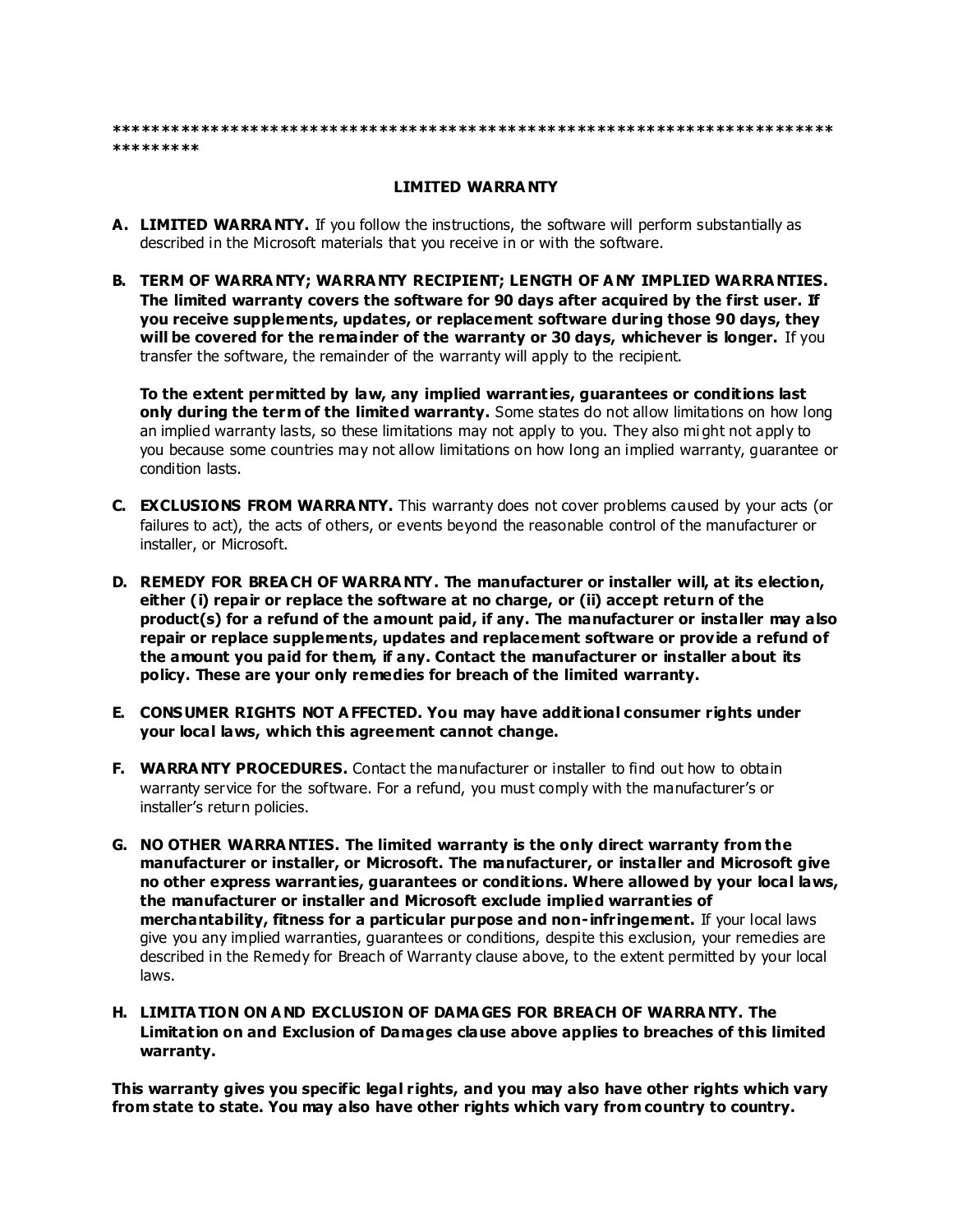***************************************************************************
*********

## LIMITED WARRANTY

**A. LIMITED WARRANTY.** If you follow the instructions, the software will perform substantially as described in the Microsoft materials that you receive in or with the software.

**B. TERM OF WARRANTY; WARRANTY RECIPIENT; LENGTH OF ANY IMPLIED WARRANTIES. The limited warranty covers the software for 90 days after acquired by the first user. If you receive supplements, updates, or replacement software during those 90 days, they will be covered for the remainder of the warranty or 30 days, whichever is longer.** If you transfer the software, the remainder of the warranty will apply to the recipient.

**To the extent permitted by law, any implied warranties, guarantees or conditions last only during the term of the limited warranty.** Some states do not allow limitations on how long an implied warranty lasts, so these limitations may not apply to you. They also might not apply to you because some countries may not allow limitations on how long an implied warranty, guarantee or condition lasts.

**C. EXCLUSIONS FROM WARRANTY.** This warranty does not cover problems caused by your acts (or failures to act), the acts of others, or events beyond the reasonable control of the manufacturer or installer, or Microsoft.

**D. REMEDY FOR BREACH OF WARRANTY. The manufacturer or installer will, at its election, either (i) repair or replace the software at no charge, or (ii) accept return of the product(s) for a refund of the amount paid, if any. The manufacturer or installer may also repair or replace supplements, updates and replacement software or provide a refund of the amount you paid for them, if any. Contact the manufacturer or installer about its policy. These are your only remedies for breach of the limited warranty.**

**E. CONSUMER RIGHTS NOT AFFECTED. You may have additional consumer rights under your local laws, which this agreement cannot change.**

**F. WARRANTY PROCEDURES.** Contact the manufacturer or installer to find out how to obtain warranty service for the software. For a refund, you must comply with the manufacturer's or installer's return policies.

**G. NO OTHER WARRANTIES. The limited warranty is the only direct warranty from the manufacturer or installer, or Microsoft. The manufacturer, or installer and Microsoft give no other express warranties, guarantees or conditions. Where allowed by your local laws, the manufacturer or installer and Microsoft exclude implied warranties of merchantability, fitness for a particular purpose and non-infringement.** If your local laws give you any implied warranties, guarantees or conditions, despite this exclusion, your remedies are described in the Remedy for Breach of Warranty clause above, to the extent permitted by your local laws.

**H. LIMITATION ON AND EXCLUSION OF DAMAGES FOR BREACH OF WARRANTY. The Limitation on and Exclusion of Damages clause above applies to breaches of this limited warranty.**

**This warranty gives you specific legal rights, and you may also have other rights which vary from state to state. You may also have other rights which vary from country to country.**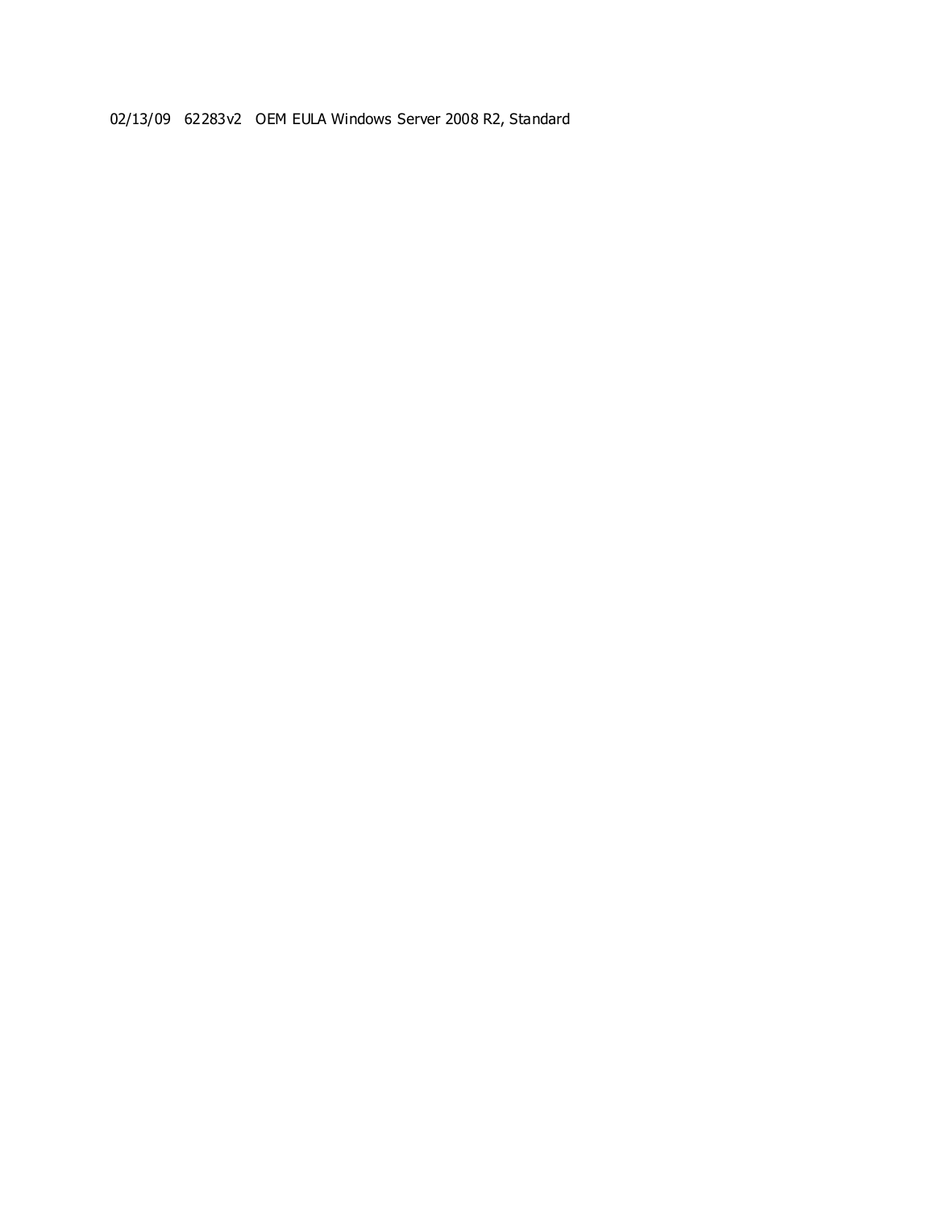02/13/09 62283v2 OEM EULA Windows Server 2008 R2, Standard